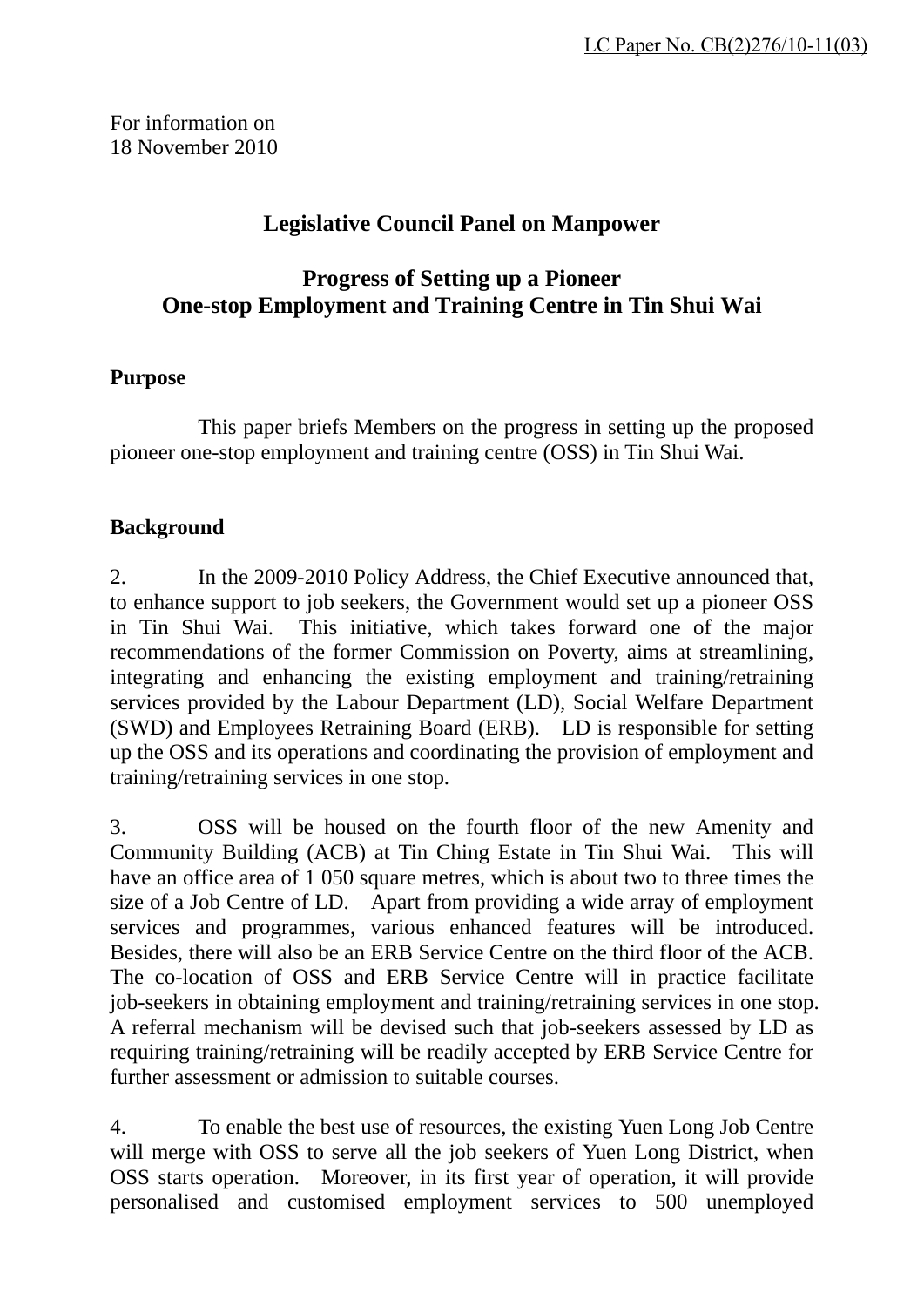LC Paper No. CB(2)276/10-11(03)

For information on
18 November 2010

# Legislative Council Panel on Manpower

## Progress of Setting up a Pioneer One-stop Employment and Training Centre in Tin Shui Wai

### Purpose

This paper briefs Members on the progress in setting up the proposed pioneer one-stop employment and training centre (OSS) in Tin Shui Wai.

### Background

2. In the 2009-2010 Policy Address, the Chief Executive announced that, to enhance support to job seekers, the Government would set up a pioneer OSS in Tin Shui Wai. This initiative, which takes forward one of the major recommendations of the former Commission on Poverty, aims at streamlining, integrating and enhancing the existing employment and training/retraining services provided by the Labour Department (LD), Social Welfare Department (SWD) and Employees Retraining Board (ERB). LD is responsible for setting up the OSS and its operations and coordinating the provision of employment and training/retraining services in one stop.

3. OSS will be housed on the fourth floor of the new Amenity and Community Building (ACB) at Tin Ching Estate in Tin Shui Wai. This will have an office area of 1 050 square metres, which is about two to three times the size of a Job Centre of LD. Apart from providing a wide array of employment services and programmes, various enhanced features will be introduced. Besides, there will also be an ERB Service Centre on the third floor of the ACB. The co-location of OSS and ERB Service Centre will in practice facilitate job-seekers in obtaining employment and training/retraining services in one stop. A referral mechanism will be devised such that job-seekers assessed by LD as requiring training/retraining will be readily accepted by ERB Service Centre for further assessment or admission to suitable courses.

4. To enable the best use of resources, the existing Yuen Long Job Centre will merge with OSS to serve all the job seekers of Yuen Long District, when OSS starts operation. Moreover, in its first year of operation, it will provide personalised and customised employment services to 500 unemployed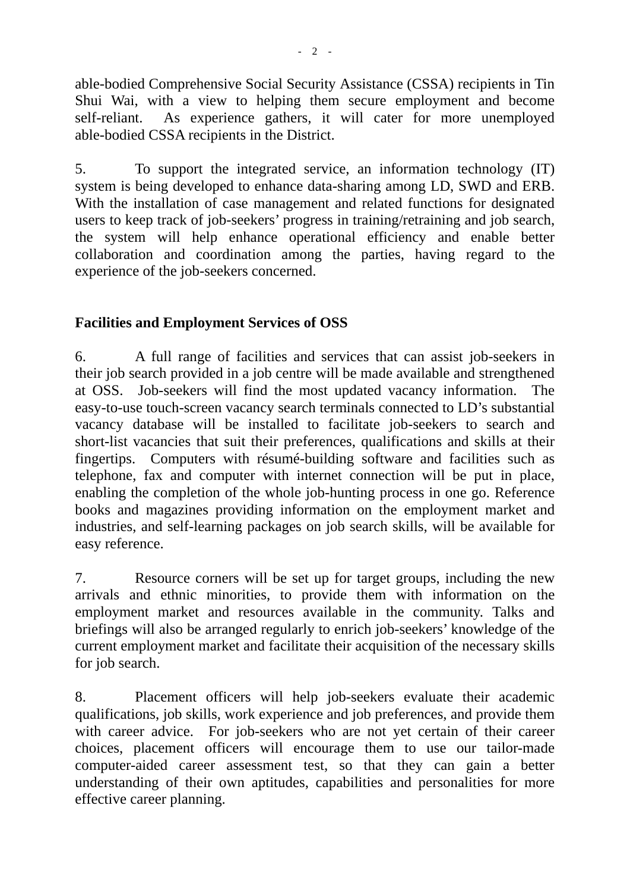able-bodied Comprehensive Social Security Assistance (CSSA) recipients in Tin Shui Wai, with a view to helping them secure employment and become self-reliant. As experience gathers, it will cater for more unemployed able-bodied CSSA recipients in the District.

5. To support the integrated service, an information technology (IT) system is being developed to enhance data-sharing among LD, SWD and ERB. With the installation of case management and related functions for designated users to keep track of job-seekers' progress in training/retraining and job search, the system will help enhance operational efficiency and enable better collaboration and coordination among the parties, having regard to the experience of the job-seekers concerned.

**Facilities and Employment Services of OSS**

6. A full range of facilities and services that can assist job-seekers in their job search provided in a job centre will be made available and strengthened at OSS. Job-seekers will find the most updated vacancy information. The easy-to-use touch-screen vacancy search terminals connected to LD's substantial vacancy database will be installed to facilitate job-seekers to search and short-list vacancies that suit their preferences, qualifications and skills at their fingertips. Computers with résumé-building software and facilities such as telephone, fax and computer with internet connection will be put in place, enabling the completion of the whole job-hunting process in one go. Reference books and magazines providing information on the employment market and industries, and self-learning packages on job search skills, will be available for easy reference.

7. Resource corners will be set up for target groups, including the new arrivals and ethnic minorities, to provide them with information on the employment market and resources available in the community. Talks and briefings will also be arranged regularly to enrich job-seekers' knowledge of the current employment market and facilitate their acquisition of the necessary skills for job search.

8. Placement officers will help job-seekers evaluate their academic qualifications, job skills, work experience and job preferences, and provide them with career advice. For job-seekers who are not yet certain of their career choices, placement officers will encourage them to use our tailor-made computer-aided career assessment test, so that they can gain a better understanding of their own aptitudes, capabilities and personalities for more effective career planning.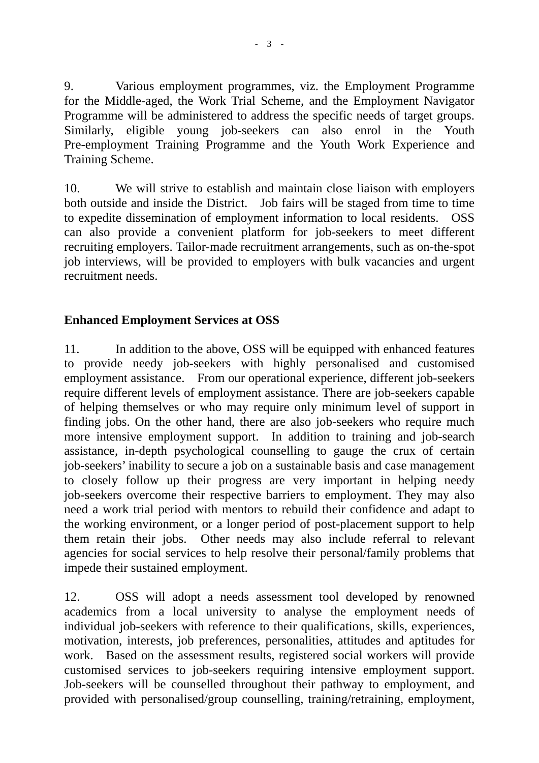9. Various employment programmes, viz. the Employment Programme for the Middle-aged, the Work Trial Scheme, and the Employment Navigator Programme will be administered to address the specific needs of target groups. Similarly, eligible young job-seekers can also enrol in the Youth Pre-employment Training Programme and the Youth Work Experience and Training Scheme.

10. We will strive to establish and maintain close liaison with employers both outside and inside the District. Job fairs will be staged from time to time to expedite dissemination of employment information to local residents. OSS can also provide a convenient platform for job-seekers to meet different recruiting employers. Tailor-made recruitment arrangements, such as on-the-spot job interviews, will be provided to employers with bulk vacancies and urgent recruitment needs.

**Enhanced Employment Services at OSS**

11. In addition to the above, OSS will be equipped with enhanced features to provide needy job-seekers with highly personalised and customised employment assistance. From our operational experience, different job-seekers require different levels of employment assistance. There are job-seekers capable of helping themselves or who may require only minimum level of support in finding jobs. On the other hand, there are also job-seekers who require much more intensive employment support. In addition to training and job-search assistance, in-depth psychological counselling to gauge the crux of certain job-seekers' inability to secure a job on a sustainable basis and case management to closely follow up their progress are very important in helping needy job-seekers overcome their respective barriers to employment. They may also need a work trial period with mentors to rebuild their confidence and adapt to the working environment, or a longer period of post-placement support to help them retain their jobs. Other needs may also include referral to relevant agencies for social services to help resolve their personal/family problems that impede their sustained employment.

12. OSS will adopt a needs assessment tool developed by renowned academics from a local university to analyse the employment needs of individual job-seekers with reference to their qualifications, skills, experiences, motivation, interests, job preferences, personalities, attitudes and aptitudes for work. Based on the assessment results, registered social workers will provide customised services to job-seekers requiring intensive employment support. Job-seekers will be counselled throughout their pathway to employment, and provided with personalised/group counselling, training/retraining, employment,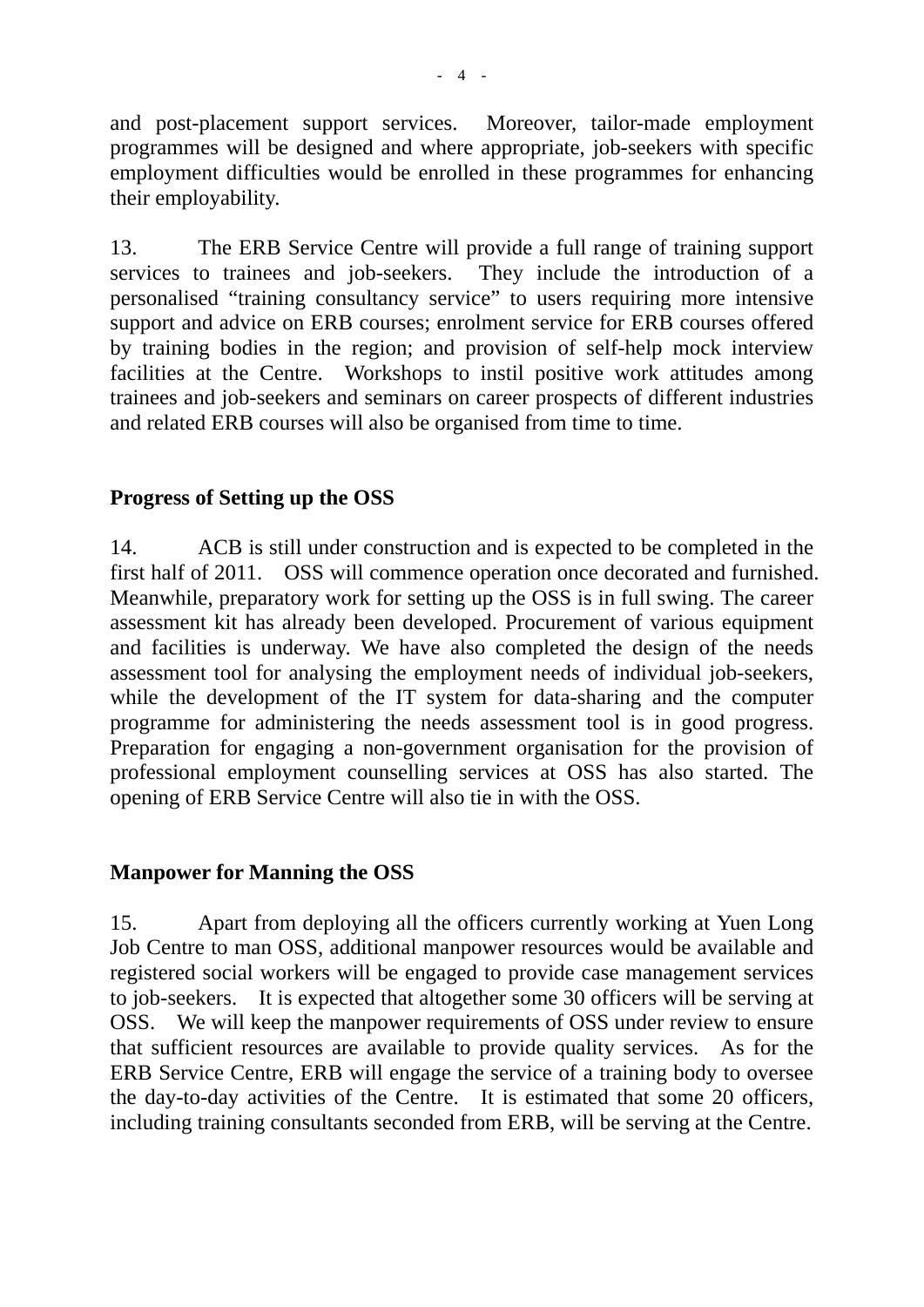and post-placement support services. Moreover, tailor-made employment programmes will be designed and where appropriate, job-seekers with specific employment difficulties would be enrolled in these programmes for enhancing their employability.

13. The ERB Service Centre will provide a full range of training support services to trainees and job-seekers. They include the introduction of a personalised “training consultancy service” to users requiring more intensive support and advice on ERB courses; enrolment service for ERB courses offered by training bodies in the region; and provision of self-help mock interview facilities at the Centre. Workshops to instil positive work attitudes among trainees and job-seekers and seminars on career prospects of different industries and related ERB courses will also be organised from time to time.

**Progress of Setting up the OSS**

14. ACB is still under construction and is expected to be completed in the first half of 2011. OSS will commence operation once decorated and furnished. Meanwhile, preparatory work for setting up the OSS is in full swing. The career assessment kit has already been developed. Procurement of various equipment and facilities is underway. We have also completed the design of the needs assessment tool for analysing the employment needs of individual job-seekers, while the development of the IT system for data-sharing and the computer programme for administering the needs assessment tool is in good progress. Preparation for engaging a non-government organisation for the provision of professional employment counselling services at OSS has also started. The opening of ERB Service Centre will also tie in with the OSS.

**Manpower for Manning the OSS**

15. Apart from deploying all the officers currently working at Yuen Long Job Centre to man OSS, additional manpower resources would be available and registered social workers will be engaged to provide case management services to job-seekers. It is expected that altogether some 30 officers will be serving at OSS. We will keep the manpower requirements of OSS under review to ensure that sufficient resources are available to provide quality services. As for the ERB Service Centre, ERB will engage the service of a training body to oversee the day-to-day activities of the Centre. It is estimated that some 20 officers, including training consultants seconded from ERB, will be serving at the Centre.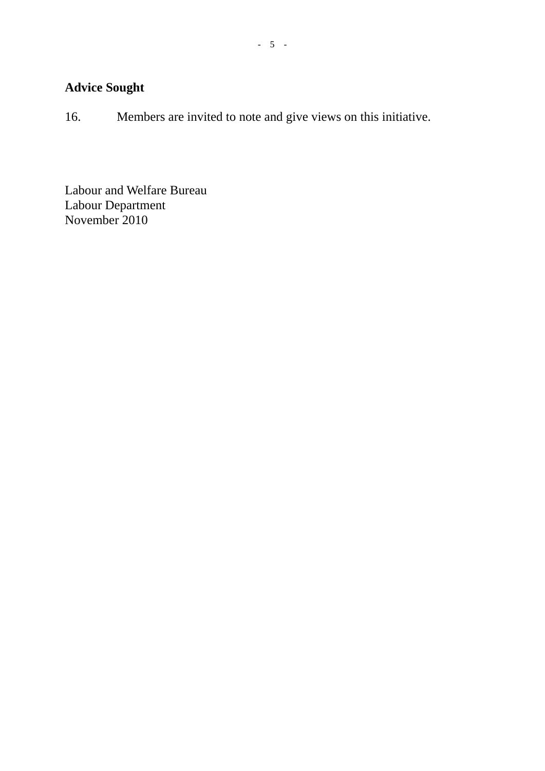**Advice Sought**

16. Members are invited to note and give views on this initiative.

Labour and Welfare Bureau
Labour Department
November 2010